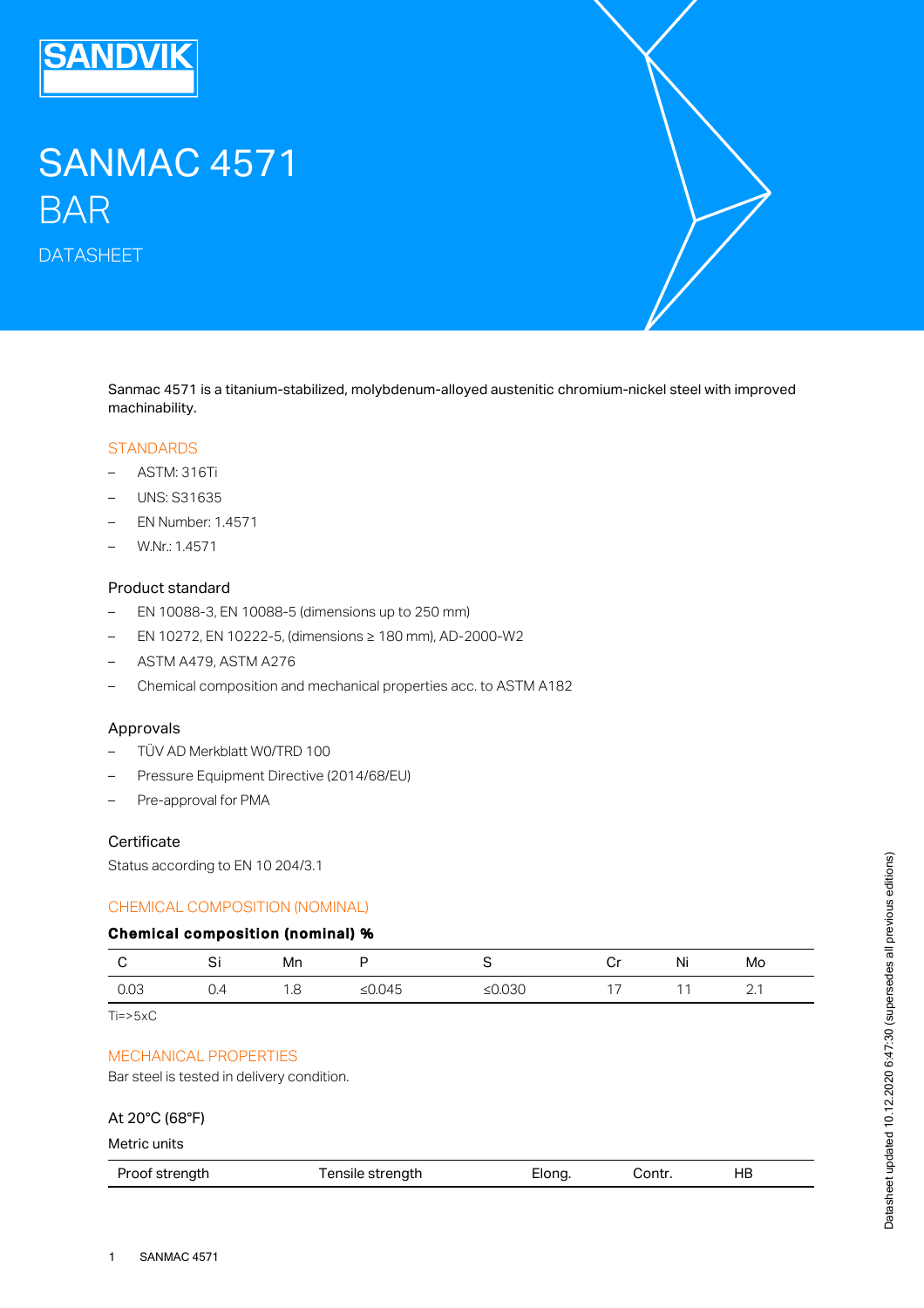# SANMAC 4571
# BAR

DATASHEET

Sanmac 4571 is a titanium-stabilized, molybdenum-alloyed austenitic chromium-nickel steel with improved machinability.

## STANDARDS

- ASTM: 316Ti
- UNS: S31635
- EN Number: 1.4571
- W.Nr.: 1.4571

### Product standard

- EN 10088-3, EN 10088-5 (dimensions up to 250 mm)
- EN 10272, EN 10222-5, (dimensions ≥ 180 mm), AD-2000-W2
- ASTM A479, ASTM A276
- Chemical composition and mechanical properties acc. to ASTM A182

### Approvals

- TÜV AD Merkblatt W0/TRD 100
- Pressure Equipment Directive (2014/68/EU)
- Pre-approval for PMA

### Certificate

Status according to EN 10 204/3.1

## CHEMICAL COMPOSITION (NOMINAL)

**Chemical composition (nominal) %**

| C | Si | Mn | P | S | Cr | Ni | Mo |
|---|---|---|---|---|---|---|---|
| 0.03 | 0.4 | 1.8 | ≤0.045 | ≤0.030 | 17 | 11 | 2.1 |

Ti=>5xC

## MECHANICAL PROPERTIES

Bar steel is tested in delivery condition.

### At 20°C (68°F)

Metric units

| Proof strength | Tensile strength | Elong. | Contr. | HB |
|---|---|---|---|---|

Datasheet updated 10.12.2020 6:47:30 (supersedes all previous editions)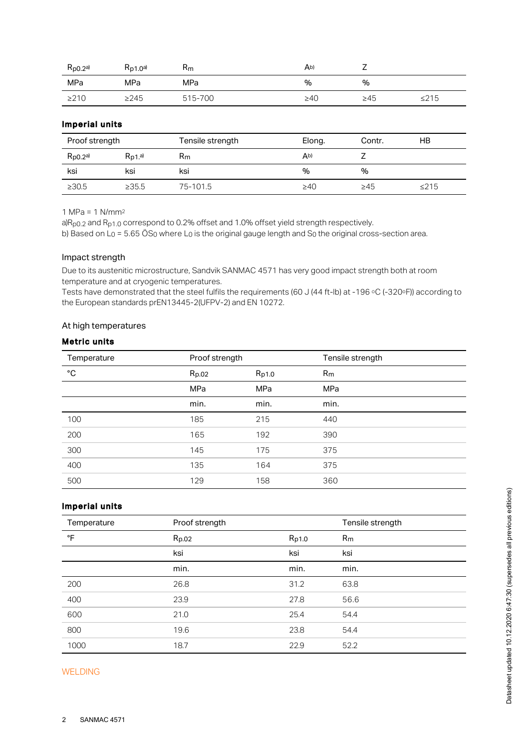| $R_{p0.2}$[a)] | $R_{p1.0}$[a)] | $R_m$ | A[b)] | Z | |
|---|---|---|---|---|---|
| MPa | MPa | MPa | % | % | |
| ≥210 | ≥245 | 515-700 | ≥40 | ≥45 | ≤215 |

**Imperial units**

| Proof strength | | Tensile strength | Elong. | Contr. | HB |
|---|---|---|---|---|---|
| $R_{p0.2}$[a)] | $R_{p1.}$[a)] | $R_m$ | A[b)] | Z | |
| ksi | ksi | ksi | % | % | |
| ≥30.5 | ≥35.5 | 75-101.5 | ≥40 | ≥45 | ≤215 |

1 MPa = 1 N/mm$^2$

a)$R_{p0.2}$ and $R_{p1.0}$ correspond to 0.2% offset and 1.0% offset yield strength respectively.

b) Based on $L_0$ = 5.65 Ö$S_0$ where $L_0$ is the original gauge length and $S_0$ the original cross-section area.

Impact strength

Due to its austenitic microstructure, Sandvik SANMAC 4571 has very good impact strength both at room temperature and at cryogenic temperatures.
Tests have demonstrated that the steel fulfils the requirements (60 J (44 ft-lb) at -196 °C (-320°F)) according to the European standards prEN13445-2(UFPV-2) and EN 10272.

At high temperatures

**Metric units**

| Temperature | Proof strength | | Tensile strength |
|---|---|---|---|
| °C | $R_{p.02}$ | $R_{p1.0}$ | $R_m$ |
| | MPa | MPa | MPa |
| | min. | min. | min. |
| 100 | 185 | 215 | 440 |
| 200 | 165 | 192 | 390 |
| 300 | 145 | 175 | 375 |
| 400 | 135 | 164 | 375 |
| 500 | 129 | 158 | 360 |

**Imperial units**

| Temperature | Proof strength | | Tensile strength |
|---|---|---|---|
| °F | $R_{p.02}$ | $R_{p1.0}$ | $R_m$ |
| | ksi | ksi | ksi |
| | min. | min. | min. |
| 200 | 26.8 | 31.2 | 63.8 |
| 400 | 23.9 | 27.8 | 56.6 |
| 600 | 21.0 | 25.4 | 54.4 |
| 800 | 19.6 | 23.8 | 54.4 |
| 1000 | 18.7 | 22.9 | 52.2 |

WELDING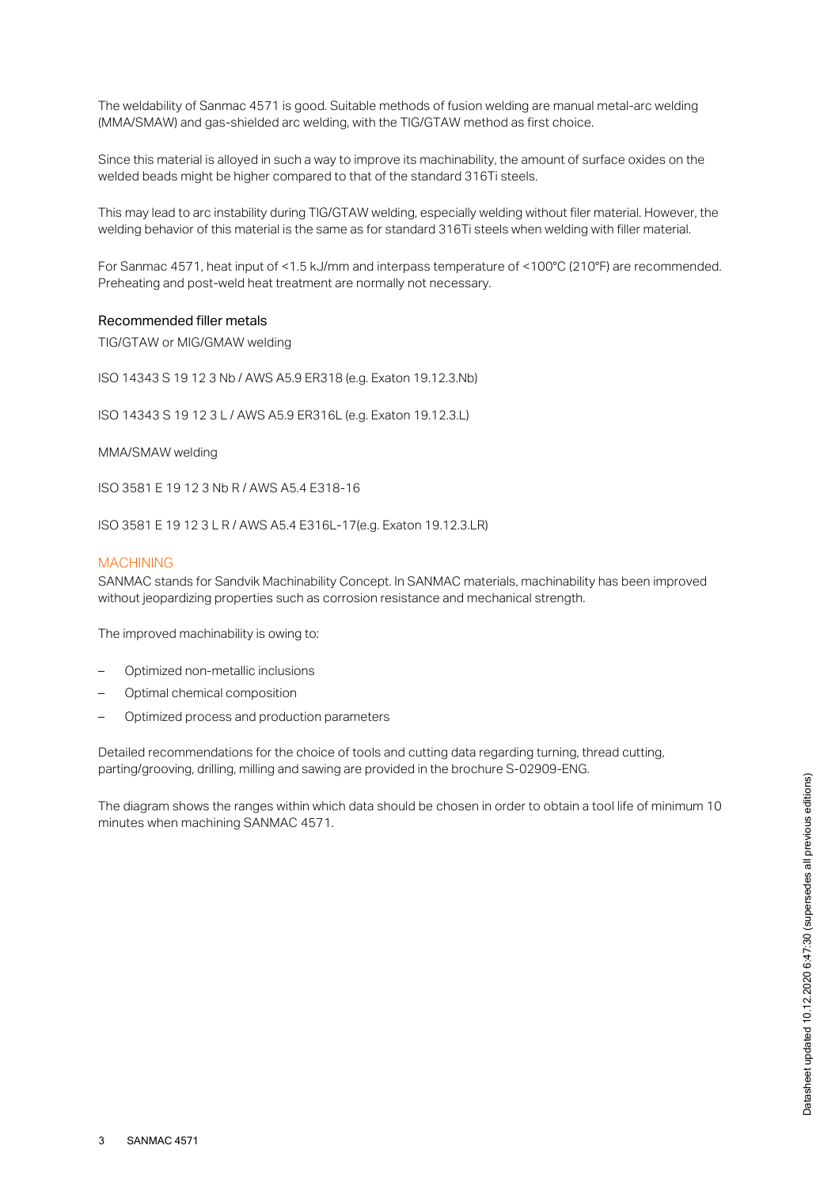The weldability of Sanmac 4571 is good. Suitable methods of fusion welding are manual metal-arc welding (MMA/SMAW) and gas-shielded arc welding, with the TIG/GTAW method as first choice.

Since this material is alloyed in such a way to improve its machinability, the amount of surface oxides on the welded beads might be higher compared to that of the standard 316Ti steels.

This may lead to arc instability during TIG/GTAW welding, especially welding without filer material. However, the welding behavior of this material is the same as for standard 316Ti steels when welding with filler material.

For Sanmac 4571, heat input of <1.5 kJ/mm and interpass temperature of <100°C (210°F) are recommended. Preheating and post-weld heat treatment are normally not necessary.

### Recommended filler metals

TIG/GTAW or MIG/GMAW welding

ISO 14343 S 19 12 3 Nb / AWS A5.9 ER318 (e.g. Exaton 19.12.3.Nb)

ISO 14343 S 19 12 3 L / AWS A5.9 ER316L (e.g. Exaton 19.12.3.L)

MMA/SMAW welding

ISO 3581 E 19 12 3 Nb R / AWS A5.4 E318-16

ISO 3581 E 19 12 3 L R / AWS A5.4 E316L-17(e.g. Exaton 19.12.3.LR)

## MACHINING

SANMAC stands for Sandvik Machinability Concept. In SANMAC materials, machinability has been improved without jeopardizing properties such as corrosion resistance and mechanical strength.

The improved machinability is owing to:

- Optimized non-metallic inclusions
- Optimal chemical composition
- Optimized process and production parameters

Detailed recommendations for the choice of tools and cutting data regarding turning, thread cutting, parting/grooving, drilling, milling and sawing are provided in the brochure S-02909-ENG.

The diagram shows the ranges within which data should be chosen in order to obtain a tool life of minimum 10 minutes when machining SANMAC 4571.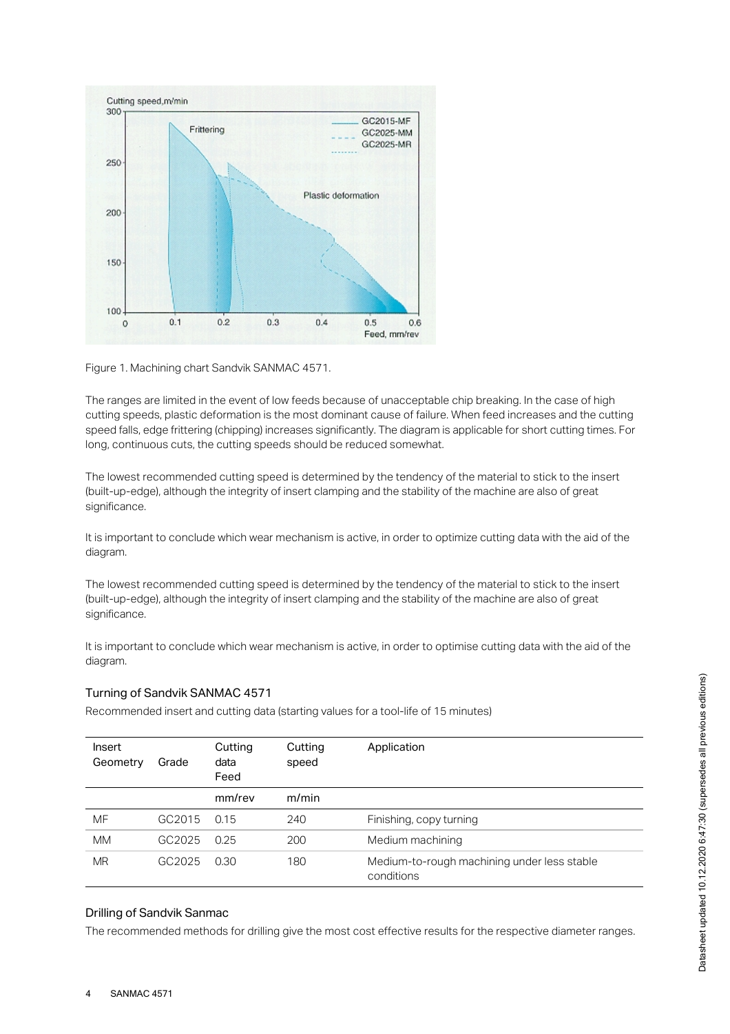Figure 1. Machining chart Sandvik SANMAC 4571.

The ranges are limited in the event of low feeds because of unacceptable chip breaking. In the case of high cutting speeds, plastic deformation is the most dominant cause of failure. When feed increases and the cutting speed falls, edge frittering (chipping) increases significantly. The diagram is applicable for short cutting times. For long, continuous cuts, the cutting speeds should be reduced somewhat.

The lowest recommended cutting speed is determined by the tendency of the material to stick to the insert (built-up-edge), although the integrity of insert clamping and the stability of the machine are also of great significance.

It is important to conclude which wear mechanism is active, in order to optimize cutting data with the aid of the diagram.

The lowest recommended cutting speed is determined by the tendency of the material to stick to the insert (built-up-edge), although the integrity of insert clamping and the stability of the machine are also of great significance.

It is important to conclude which wear mechanism is active, in order to optimise cutting data with the aid of the diagram.

### Turning of Sandvik SANMAC 4571

Recommended insert and cutting data (starting values for a tool-life of 15 minutes)

| Insert Geometry | Grade | Cutting data Feed | Cutting speed | Application |
|---|---|---|---|---|
| | | mm/rev | m/min | |
| MF | GC2015 | 0.15 | 240 | Finishing, copy turning |
| MM | GC2025 | 0.25 | 200 | Medium machining |
| MR | GC2025 | 0.30 | 180 | Medium-to-rough machining under less stable conditions |

### Drilling of Sandvik Sanmac

The recommended methods for drilling give the most cost effective results for the respective diameter ranges.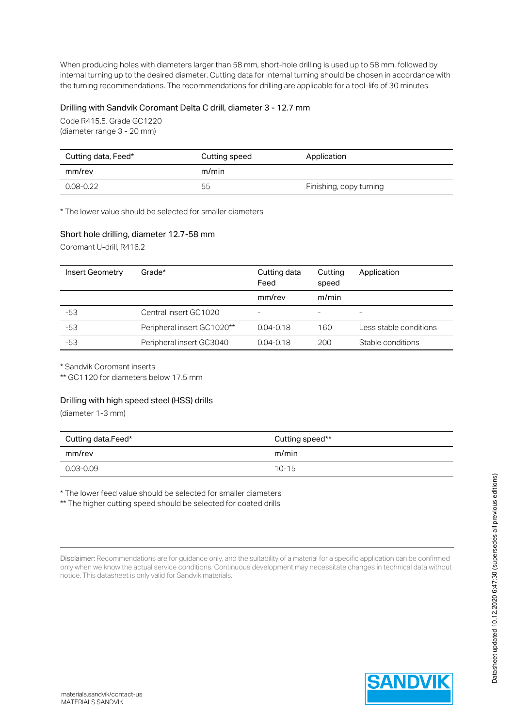When producing holes with diameters larger than 58 mm, short-hole drilling is used up to 58 mm, followed by internal turning up to the desired diameter. Cutting data for internal turning should be chosen in accordance with the turning recommendations. The recommendations for drilling are applicable for a tool-life of 30 minutes.

### Drilling with Sandvik Coromant Delta C drill, diameter 3 - 12.7 mm

Code R415.5. Grade GC1220
(diameter range 3 - 20 mm)

| Cutting data, Feed* | Cutting speed | Application |
|---|---|---|
| mm/rev | m/min | |
| 0.08-0.22 | 55 | Finishing, copy turning |

* The lower value should be selected for smaller diameters

### Short hole drilling, diameter 12.7-58 mm

Coromant U-drill, R416.2

| Insert Geometry | Grade* | Cutting data Feed | Cutting speed | Application |
|---|---|---|---|---|
| | | mm/rev | m/min | |
| -53 | Central insert GC1020 | - | - | - |
| -53 | Peripheral insert GC1020** | 0.04-0.18 | 160 | Less stable conditions |
| -53 | Peripheral insert GC3040 | 0.04-0.18 | 200 | Stable conditions |

* Sandvik Coromant inserts
** GC1120 for diameters below 17.5 mm

### Drilling with high speed steel (HSS) drills

(diameter 1-3 mm)

| Cutting data,Feed* | Cutting speed** |
|---|---|
| mm/rev | m/min |
| 0.03-0.09 | 10-15 |

* The lower feed value should be selected for smaller diameters
** The higher cutting speed should be selected for coated drills

Disclaimer: Recommendations are for guidance only, and the suitability of a material for a specific application can be confirmed only when we know the actual service conditions. Continuous development may necessitate changes in technical data without notice. This datasheet is only valid for Sandvik materials.